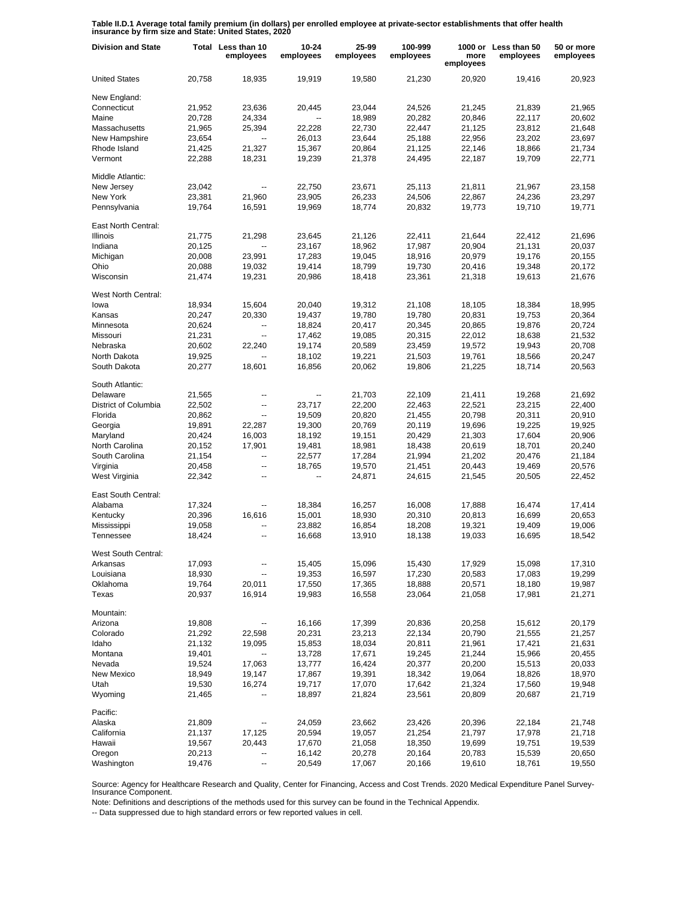**Table II.D.1 Average total family premium (in dollars) per enrolled employee at private-sector establishments that offer health insurance by firm size and State: United States, 2020**

| Division and State | Total | Less than 10 employees | 10-24 employees | 25-99 employees | 100-999 employees | 1000 or more employees | Less than 50 employees | 50 or more employees |
|---|---|---|---|---|---|---|---|---|
| United States | 20,758 | 18,935 | 19,919 | 19,580 | 21,230 | 20,920 | 19,416 | 20,923 |
| New England: | | | | | | | | |
| Connecticut | 21,952 | 23,636 | 20,445 | 23,044 | 24,526 | 21,245 | 21,839 | 21,965 |
| Maine | 20,728 | 24,334 | -- | 18,989 | 20,282 | 20,846 | 22,117 | 20,602 |
| Massachusetts | 21,965 | 25,394 | 22,228 | 22,730 | 22,447 | 21,125 | 23,812 | 21,648 |
| New Hampshire | 23,654 | -- | 26,013 | 23,644 | 25,188 | 22,956 | 23,202 | 23,697 |
| Rhode Island | 21,425 | 21,327 | 15,367 | 20,864 | 21,125 | 22,146 | 18,866 | 21,734 |
| Vermont | 22,288 | 18,231 | 19,239 | 21,378 | 24,495 | 22,187 | 19,709 | 22,771 |
| Middle Atlantic: | | | | | | | | |
| New Jersey | 23,042 | -- | 22,750 | 23,671 | 25,113 | 21,811 | 21,967 | 23,158 |
| New York | 23,381 | 21,960 | 23,905 | 26,233 | 24,506 | 22,867 | 24,236 | 23,297 |
| Pennsylvania | 19,764 | 16,591 | 19,969 | 18,774 | 20,832 | 19,773 | 19,710 | 19,771 |
| East North Central: | | | | | | | | |
| Illinois | 21,775 | 21,298 | 23,645 | 21,126 | 22,411 | 21,644 | 22,412 | 21,696 |
| Indiana | 20,125 | -- | 23,167 | 18,962 | 17,987 | 20,904 | 21,131 | 20,037 |
| Michigan | 20,008 | 23,991 | 17,283 | 19,045 | 18,916 | 20,979 | 19,176 | 20,155 |
| Ohio | 20,088 | 19,032 | 19,414 | 18,799 | 19,730 | 20,416 | 19,348 | 20,172 |
| Wisconsin | 21,474 | 19,231 | 20,986 | 18,418 | 23,361 | 21,318 | 19,613 | 21,676 |
| West North Central: | | | | | | | | |
| Iowa | 18,934 | 15,604 | 20,040 | 19,312 | 21,108 | 18,105 | 18,384 | 18,995 |
| Kansas | 20,247 | 20,330 | 19,437 | 19,780 | 19,780 | 20,831 | 19,753 | 20,364 |
| Minnesota | 20,624 | -- | 18,824 | 20,417 | 20,345 | 20,865 | 19,876 | 20,724 |
| Missouri | 21,231 | -- | 17,462 | 19,085 | 20,315 | 22,012 | 18,638 | 21,532 |
| Nebraska | 20,602 | 22,240 | 19,174 | 20,589 | 23,459 | 19,572 | 19,943 | 20,708 |
| North Dakota | 19,925 | -- | 18,102 | 19,221 | 21,503 | 19,761 | 18,566 | 20,247 |
| South Dakota | 20,277 | 18,601 | 16,856 | 20,062 | 19,806 | 21,225 | 18,714 | 20,563 |
| South Atlantic: | | | | | | | | |
| Delaware | 21,565 | -- | -- | 21,703 | 22,109 | 21,411 | 19,268 | 21,692 |
| District of Columbia | 22,502 | -- | 23,717 | 22,200 | 22,463 | 22,521 | 23,215 | 22,400 |
| Florida | 20,862 | -- | 19,509 | 20,820 | 21,455 | 20,798 | 20,311 | 20,910 |
| Georgia | 19,891 | 22,287 | 19,300 | 20,769 | 20,119 | 19,696 | 19,225 | 19,925 |
| Maryland | 20,424 | 16,003 | 18,192 | 19,151 | 20,429 | 21,303 | 17,604 | 20,906 |
| North Carolina | 20,152 | 17,901 | 19,481 | 18,981 | 18,438 | 20,619 | 18,701 | 20,240 |
| South Carolina | 21,154 | -- | 22,577 | 17,284 | 21,994 | 21,202 | 20,476 | 21,184 |
| Virginia | 20,458 | -- | 18,765 | 19,570 | 21,451 | 20,443 | 19,469 | 20,576 |
| West Virginia | 22,342 | -- | -- | 24,871 | 24,615 | 21,545 | 20,505 | 22,452 |
| East South Central: | | | | | | | | |
| Alabama | 17,324 | -- | 18,384 | 16,257 | 16,008 | 17,888 | 16,474 | 17,414 |
| Kentucky | 20,396 | 16,616 | 15,001 | 18,930 | 20,310 | 20,813 | 16,699 | 20,653 |
| Mississippi | 19,058 | -- | 23,882 | 16,854 | 18,208 | 19,321 | 19,409 | 19,006 |
| Tennessee | 18,424 | -- | 16,668 | 13,910 | 18,138 | 19,033 | 16,695 | 18,542 |
| West South Central: | | | | | | | | |
| Arkansas | 17,093 | -- | 15,405 | 15,096 | 15,430 | 17,929 | 15,098 | 17,310 |
| Louisiana | 18,930 | -- | 19,353 | 16,597 | 17,230 | 20,583 | 17,083 | 19,299 |
| Oklahoma | 19,764 | 20,011 | 17,550 | 17,365 | 18,888 | 20,571 | 18,180 | 19,987 |
| Texas | 20,937 | 16,914 | 19,983 | 16,558 | 23,064 | 21,058 | 17,981 | 21,271 |
| Mountain: | | | | | | | | |
| Arizona | 19,808 | -- | 16,166 | 17,399 | 20,836 | 20,258 | 15,612 | 20,179 |
| Colorado | 21,292 | 22,598 | 20,231 | 23,213 | 22,134 | 20,790 | 21,555 | 21,257 |
| Idaho | 21,132 | 19,095 | 15,853 | 18,034 | 20,811 | 21,961 | 17,421 | 21,631 |
| Montana | 19,401 | -- | 13,728 | 17,671 | 19,245 | 21,244 | 15,966 | 20,455 |
| Nevada | 19,524 | 17,063 | 13,777 | 16,424 | 20,377 | 20,200 | 15,513 | 20,033 |
| New Mexico | 18,949 | 19,147 | 17,867 | 19,391 | 18,342 | 19,064 | 18,826 | 18,970 |
| Utah | 19,530 | 16,274 | 19,717 | 17,070 | 17,642 | 21,324 | 17,560 | 19,948 |
| Wyoming | 21,465 | -- | 18,897 | 21,824 | 23,561 | 20,809 | 20,687 | 21,719 |
| Pacific: | | | | | | | | |
| Alaska | 21,809 | -- | 24,059 | 23,662 | 23,426 | 20,396 | 22,184 | 21,748 |
| California | 21,137 | 17,125 | 20,594 | 19,057 | 21,254 | 21,797 | 17,978 | 21,718 |
| Hawaii | 19,567 | 20,443 | 17,670 | 21,058 | 18,350 | 19,699 | 19,751 | 19,539 |
| Oregon | 20,213 | -- | 16,142 | 20,278 | 20,164 | 20,783 | 15,539 | 20,650 |
| Washington | 19,476 | -- | 20,549 | 17,067 | 20,166 | 19,610 | 18,761 | 19,550 |

Source: Agency for Healthcare Research and Quality, Center for Financing, Access and Cost Trends. 2020 Medical Expenditure Panel Survey-Insurance Component.

Note: Definitions and descriptions of the methods used for this survey can be found in the Technical Appendix.

-- Data suppressed due to high standard errors or few reported values in cell.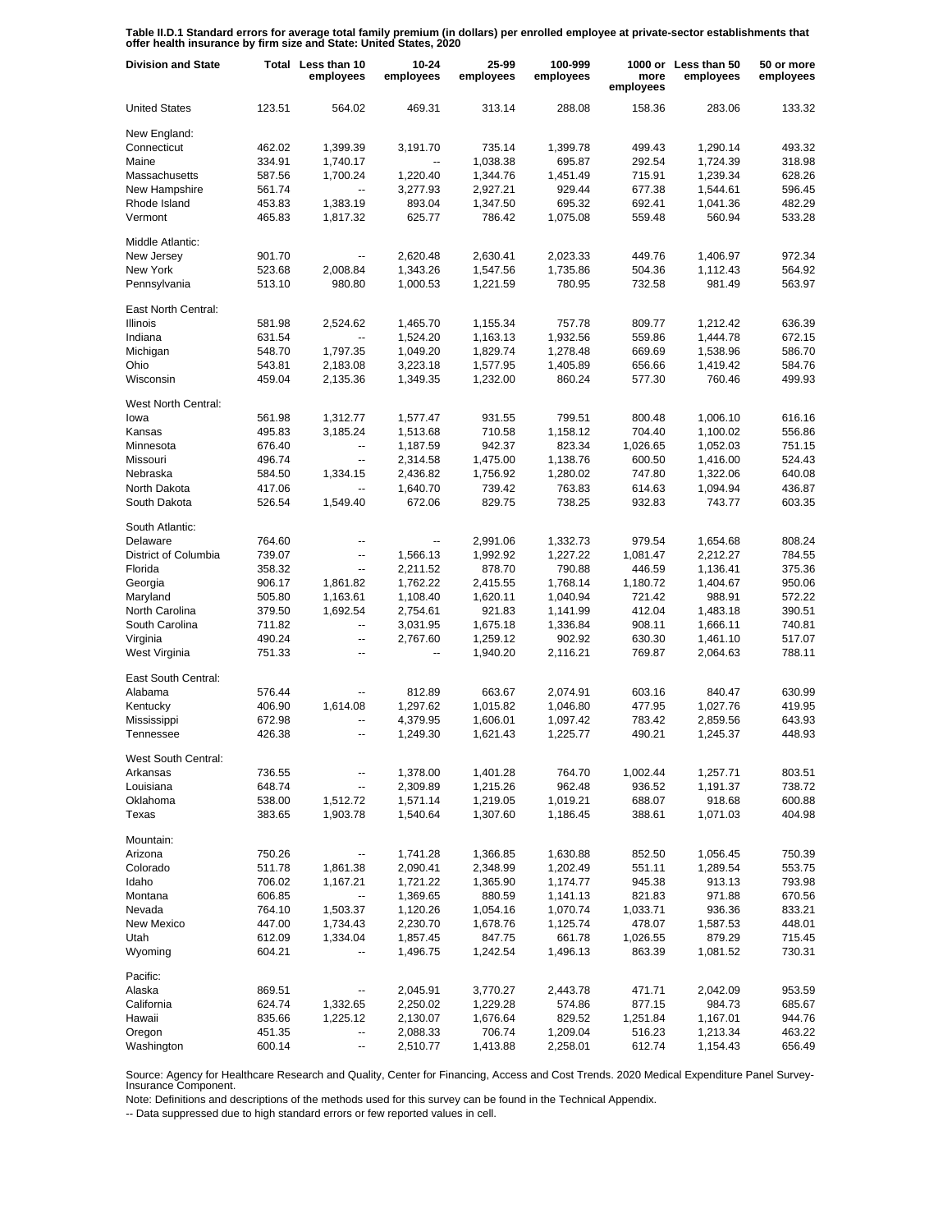**Table II.D.1 Standard errors for average total family premium (in dollars) per enrolled employee at private-sector establishments that offer health insurance by firm size and State: United States, 2020**

| Division and State | Total | Less than 10 employees | 10-24 employees | 25-99 employees | 100-999 employees | 1000 or more employees | Less than 50 employees | 50 or more employees |
|---|---|---|---|---|---|---|---|---|
| United States | 123.51 | 564.02 | 469.31 | 313.14 | 288.08 | 158.36 | 283.06 | 133.32 |
| New England: | | | | | | | | |
| Connecticut | 462.02 | 1,399.39 | 3,191.70 | 735.14 | 1,399.78 | 499.43 | 1,290.14 | 493.32 |
| Maine | 334.91 | 1,740.17 | -- | 1,038.38 | 695.87 | 292.54 | 1,724.39 | 318.98 |
| Massachusetts | 587.56 | 1,700.24 | 1,220.40 | 1,344.76 | 1,451.49 | 715.91 | 1,239.34 | 628.26 |
| New Hampshire | 561.74 | -- | 3,277.93 | 2,927.21 | 929.44 | 677.38 | 1,544.61 | 596.45 |
| Rhode Island | 453.83 | 1,383.19 | 893.04 | 1,347.50 | 695.32 | 692.41 | 1,041.36 | 482.29 |
| Vermont | 465.83 | 1,817.32 | 625.77 | 786.42 | 1,075.08 | 559.48 | 560.94 | 533.28 |
| Middle Atlantic: | | | | | | | | |
| New Jersey | 901.70 | -- | 2,620.48 | 2,630.41 | 2,023.33 | 449.76 | 1,406.97 | 972.34 |
| New York | 523.68 | 2,008.84 | 1,343.26 | 1,547.56 | 1,735.86 | 504.36 | 1,112.43 | 564.92 |
| Pennsylvania | 513.10 | 980.80 | 1,000.53 | 1,221.59 | 780.95 | 732.58 | 981.49 | 563.97 |
| East North Central: | | | | | | | | |
| Illinois | 581.98 | 2,524.62 | 1,465.70 | 1,155.34 | 757.78 | 809.77 | 1,212.42 | 636.39 |
| Indiana | 631.54 | -- | 1,524.20 | 1,163.13 | 1,932.56 | 559.86 | 1,444.78 | 672.15 |
| Michigan | 548.70 | 1,797.35 | 1,049.20 | 1,829.74 | 1,278.48 | 669.69 | 1,538.96 | 586.70 |
| Ohio | 543.81 | 2,183.08 | 3,223.18 | 1,577.95 | 1,405.89 | 656.66 | 1,419.42 | 584.76 |
| Wisconsin | 459.04 | 2,135.36 | 1,349.35 | 1,232.00 | 860.24 | 577.30 | 760.46 | 499.93 |
| West North Central: | | | | | | | | |
| Iowa | 561.98 | 1,312.77 | 1,577.47 | 931.55 | 799.51 | 800.48 | 1,006.10 | 616.16 |
| Kansas | 495.83 | 3,185.24 | 1,513.68 | 710.58 | 1,158.12 | 704.40 | 1,100.02 | 556.86 |
| Minnesota | 676.40 | -- | 1,187.59 | 942.37 | 823.34 | 1,026.65 | 1,052.03 | 751.15 |
| Missouri | 496.74 | -- | 2,314.58 | 1,475.00 | 1,138.76 | 600.50 | 1,416.00 | 524.43 |
| Nebraska | 584.50 | 1,334.15 | 2,436.82 | 1,756.92 | 1,280.02 | 747.80 | 1,322.06 | 640.08 |
| North Dakota | 417.06 | -- | 1,640.70 | 739.42 | 763.83 | 614.63 | 1,094.94 | 436.87 |
| South Dakota | 526.54 | 1,549.40 | 672.06 | 829.75 | 738.25 | 932.83 | 743.77 | 603.35 |
| South Atlantic: | | | | | | | | |
| Delaware | 764.60 | -- | -- | 2,991.06 | 1,332.73 | 979.54 | 1,654.68 | 808.24 |
| District of Columbia | 739.07 | -- | 1,566.13 | 1,992.92 | 1,227.22 | 1,081.47 | 2,212.27 | 784.55 |
| Florida | 358.32 | -- | 2,211.52 | 878.70 | 790.88 | 446.59 | 1,136.41 | 375.36 |
| Georgia | 906.17 | 1,861.82 | 1,762.22 | 2,415.55 | 1,768.14 | 1,180.72 | 1,404.67 | 950.06 |
| Maryland | 505.80 | 1,163.61 | 1,108.40 | 1,620.11 | 1,040.94 | 721.42 | 988.91 | 572.22 |
| North Carolina | 379.50 | 1,692.54 | 2,754.61 | 921.83 | 1,141.99 | 412.04 | 1,483.18 | 390.51 |
| South Carolina | 711.82 | -- | 3,031.95 | 1,675.18 | 1,336.84 | 908.11 | 1,666.11 | 740.81 |
| Virginia | 490.24 | -- | 2,767.60 | 1,259.12 | 902.92 | 630.30 | 1,461.10 | 517.07 |
| West Virginia | 751.33 | -- | -- | 1,940.20 | 2,116.21 | 769.87 | 2,064.63 | 788.11 |
| East South Central: | | | | | | | | |
| Alabama | 576.44 | -- | 812.89 | 663.67 | 2,074.91 | 603.16 | 840.47 | 630.99 |
| Kentucky | 406.90 | 1,614.08 | 1,297.62 | 1,015.82 | 1,046.80 | 477.95 | 1,027.76 | 419.95 |
| Mississippi | 672.98 | -- | 4,379.95 | 1,606.01 | 1,097.42 | 783.42 | 2,859.56 | 643.93 |
| Tennessee | 426.38 | -- | 1,249.30 | 1,621.43 | 1,225.77 | 490.21 | 1,245.37 | 448.93 |
| West South Central: | | | | | | | | |
| Arkansas | 736.55 | -- | 1,378.00 | 1,401.28 | 764.70 | 1,002.44 | 1,257.71 | 803.51 |
| Louisiana | 648.74 | -- | 2,309.89 | 1,215.26 | 962.48 | 936.52 | 1,191.37 | 738.72 |
| Oklahoma | 538.00 | 1,512.72 | 1,571.14 | 1,219.05 | 1,019.21 | 688.07 | 918.68 | 600.88 |
| Texas | 383.65 | 1,903.78 | 1,540.64 | 1,307.60 | 1,186.45 | 388.61 | 1,071.03 | 404.98 |
| Mountain: | | | | | | | | |
| Arizona | 750.26 | -- | 1,741.28 | 1,366.85 | 1,630.88 | 852.50 | 1,056.45 | 750.39 |
| Colorado | 511.78 | 1,861.38 | 2,090.41 | 2,348.99 | 1,202.49 | 551.11 | 1,289.54 | 553.75 |
| Idaho | 706.02 | 1,167.21 | 1,721.22 | 1,365.90 | 1,174.77 | 945.38 | 913.13 | 793.98 |
| Montana | 606.85 | -- | 1,369.65 | 880.59 | 1,141.13 | 821.83 | 971.88 | 670.56 |
| Nevada | 764.10 | 1,503.37 | 1,120.26 | 1,054.16 | 1,070.74 | 1,033.71 | 936.36 | 833.21 |
| New Mexico | 447.00 | 1,734.43 | 2,230.70 | 1,678.76 | 1,125.74 | 478.07 | 1,587.53 | 448.01 |
| Utah | 612.09 | 1,334.04 | 1,857.45 | 847.75 | 661.78 | 1,026.55 | 879.29 | 715.45 |
| Wyoming | 604.21 | -- | 1,496.75 | 1,242.54 | 1,496.13 | 863.39 | 1,081.52 | 730.31 |
| Pacific: | | | | | | | | |
| Alaska | 869.51 | -- | 2,045.91 | 3,770.27 | 2,443.78 | 471.71 | 2,042.09 | 953.59 |
| California | 624.74 | 1,332.65 | 2,250.02 | 1,229.28 | 574.86 | 877.15 | 984.73 | 685.67 |
| Hawaii | 835.66 | 1,225.12 | 2,130.07 | 1,676.64 | 829.52 | 1,251.84 | 1,167.01 | 944.76 |
| Oregon | 451.35 | -- | 2,088.33 | 706.74 | 1,209.04 | 516.23 | 1,213.34 | 463.22 |
| Washington | 600.14 | -- | 2,510.77 | 1,413.88 | 2,258.01 | 612.74 | 1,154.43 | 656.49 |

Source: Agency for Healthcare Research and Quality, Center for Financing, Access and Cost Trends. 2020 Medical Expenditure Panel Survey-Insurance Component.

Note: Definitions and descriptions of the methods used for this survey can be found in the Technical Appendix.

-- Data suppressed due to high standard errors or few reported values in cell.